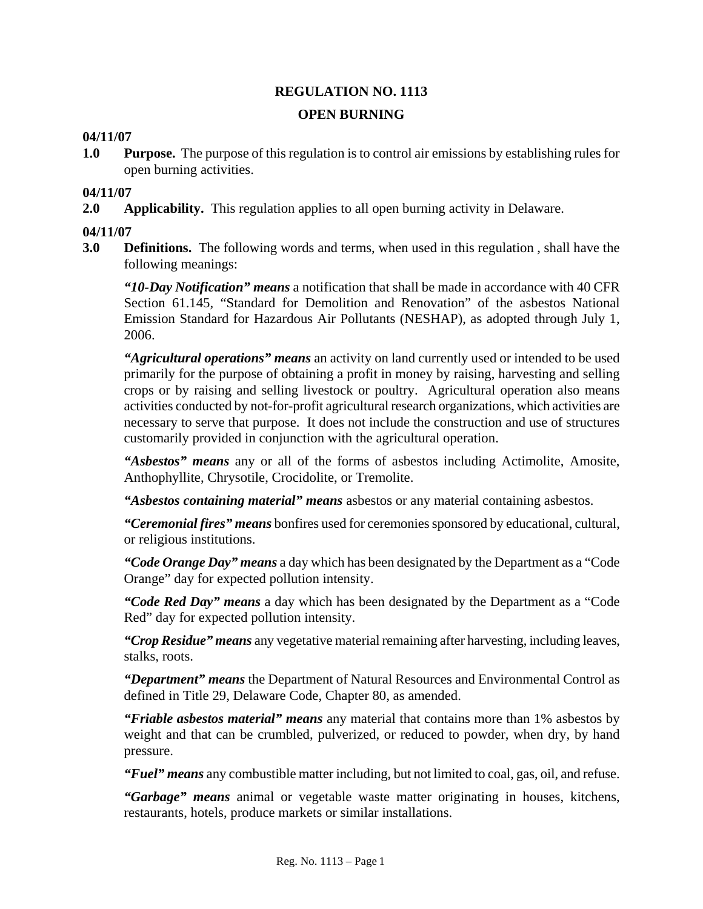# REGULATION NO. 1113

## OPEN BURNING

**04/11/07**

**1.0 Purpose.** The purpose of this regulation is to control air emissions by establishing rules for open burning activities.

**04/11/07**

**2.0 Applicability.** This regulation applies to all open burning activity in Delaware.

**04/11/07**

**3.0 Definitions.** The following words and terms, when used in this regulation , shall have the following meanings:

***"10-Day Notification" means*** a notification that shall be made in accordance with 40 CFR Section 61.145, "Standard for Demolition and Renovation" of the asbestos National Emission Standard for Hazardous Air Pollutants (NESHAP), as adopted through July 1, 2006.

***"Agricultural operations" means*** an activity on land currently used or intended to be used primarily for the purpose of obtaining a profit in money by raising, harvesting and selling crops or by raising and selling livestock or poultry. Agricultural operation also means activities conducted by not-for-profit agricultural research organizations, which activities are necessary to serve that purpose. It does not include the construction and use of structures customarily provided in conjunction with the agricultural operation.

***"Asbestos" means*** any or all of the forms of asbestos including Actimolite, Amosite, Anthophyllite, Chrysotile, Crocidolite, or Tremolite.

***"Asbestos containing material" means*** asbestos or any material containing asbestos.

***"Ceremonial fires" means*** bonfires used for ceremonies sponsored by educational, cultural, or religious institutions.

***"Code Orange Day" means*** a day which has been designated by the Department as a "Code Orange" day for expected pollution intensity.

***"Code Red Day" means*** a day which has been designated by the Department as a "Code Red" day for expected pollution intensity.

***"Crop Residue" means*** any vegetative material remaining after harvesting, including leaves, stalks, roots.

***"Department" means*** the Department of Natural Resources and Environmental Control as defined in Title 29, Delaware Code, Chapter 80, as amended.

***"Friable asbestos material" means*** any material that contains more than 1% asbestos by weight and that can be crumbled, pulverized, or reduced to powder, when dry, by hand pressure.

***"Fuel" means*** any combustible matter including, but not limited to coal, gas, oil, and refuse.

***"Garbage" means*** animal or vegetable waste matter originating in houses, kitchens, restaurants, hotels, produce markets or similar installations.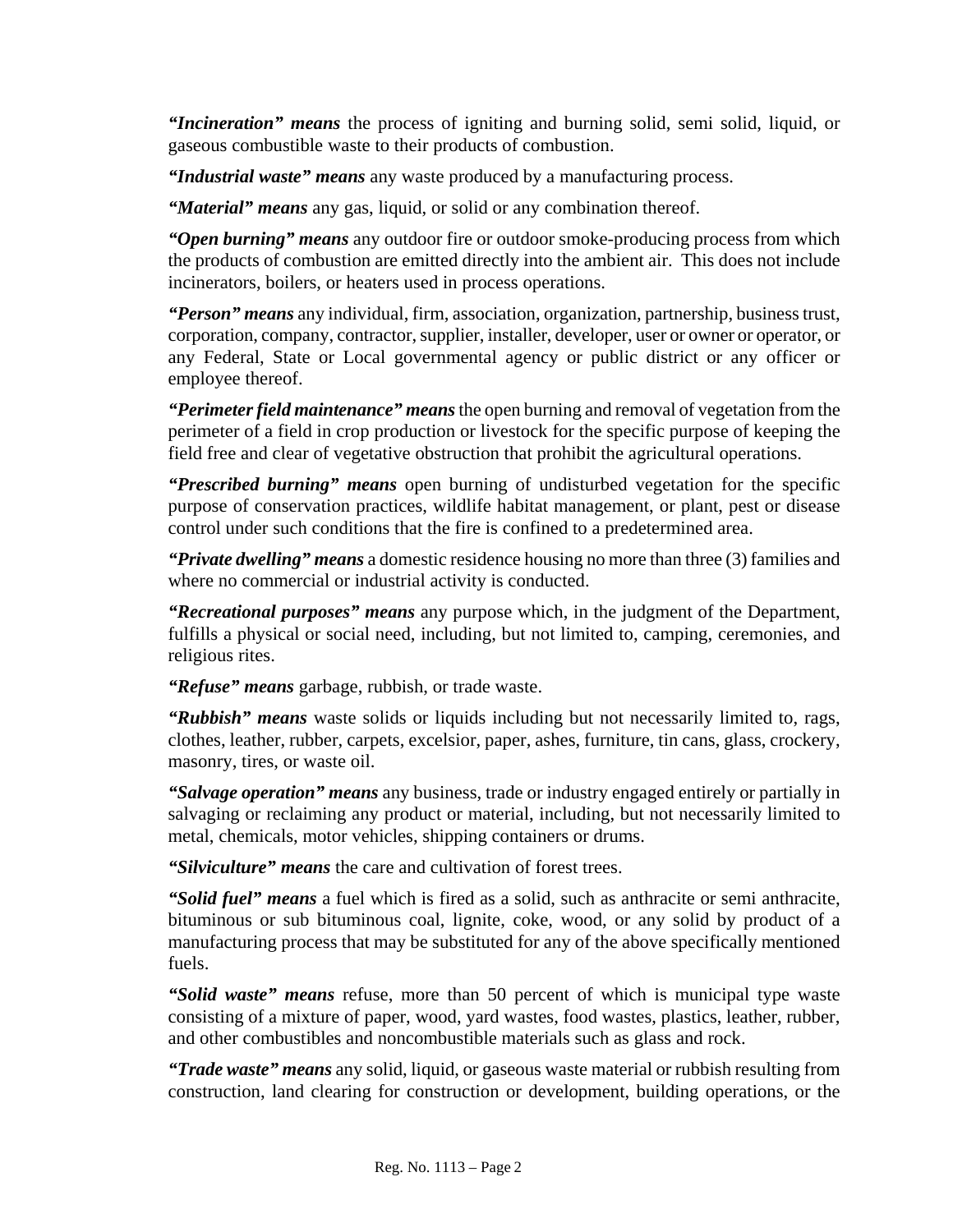***"Incineration" means*** the process of igniting and burning solid, semi solid, liquid, or gaseous combustible waste to their products of combustion.

***"Industrial waste" means*** any waste produced by a manufacturing process.

***"Material" means*** any gas, liquid, or solid or any combination thereof.

***"Open burning" means*** any outdoor fire or outdoor smoke-producing process from which the products of combustion are emitted directly into the ambient air. This does not include incinerators, boilers, or heaters used in process operations.

***"Person" means*** any individual, firm, association, organization, partnership, business trust, corporation, company, contractor, supplier, installer, developer, user or owner or operator, or any Federal, State or Local governmental agency or public district or any officer or employee thereof.

***"Perimeter field maintenance" means*** the open burning and removal of vegetation from the perimeter of a field in crop production or livestock for the specific purpose of keeping the field free and clear of vegetative obstruction that prohibit the agricultural operations.

***"Prescribed burning" means*** open burning of undisturbed vegetation for the specific purpose of conservation practices, wildlife habitat management, or plant, pest or disease control under such conditions that the fire is confined to a predetermined area.

***"Private dwelling" means*** a domestic residence housing no more than three (3) families and where no commercial or industrial activity is conducted.

***"Recreational purposes" means*** any purpose which, in the judgment of the Department, fulfills a physical or social need, including, but not limited to, camping, ceremonies, and religious rites.

***"Refuse" means*** garbage, rubbish, or trade waste.

***"Rubbish" means*** waste solids or liquids including but not necessarily limited to, rags, clothes, leather, rubber, carpets, excelsior, paper, ashes, furniture, tin cans, glass, crockery, masonry, tires, or waste oil.

***"Salvage operation" means*** any business, trade or industry engaged entirely or partially in salvaging or reclaiming any product or material, including, but not necessarily limited to metal, chemicals, motor vehicles, shipping containers or drums.

***"Silviculture" means*** the care and cultivation of forest trees.

***"Solid fuel" means*** a fuel which is fired as a solid, such as anthracite or semi anthracite, bituminous or sub bituminous coal, lignite, coke, wood, or any solid by product of a manufacturing process that may be substituted for any of the above specifically mentioned fuels.

***"Solid waste" means*** refuse, more than 50 percent of which is municipal type waste consisting of a mixture of paper, wood, yard wastes, food wastes, plastics, leather, rubber, and other combustibles and noncombustible materials such as glass and rock.

***"Trade waste" means*** any solid, liquid, or gaseous waste material or rubbish resulting from construction, land clearing for construction or development, building operations, or the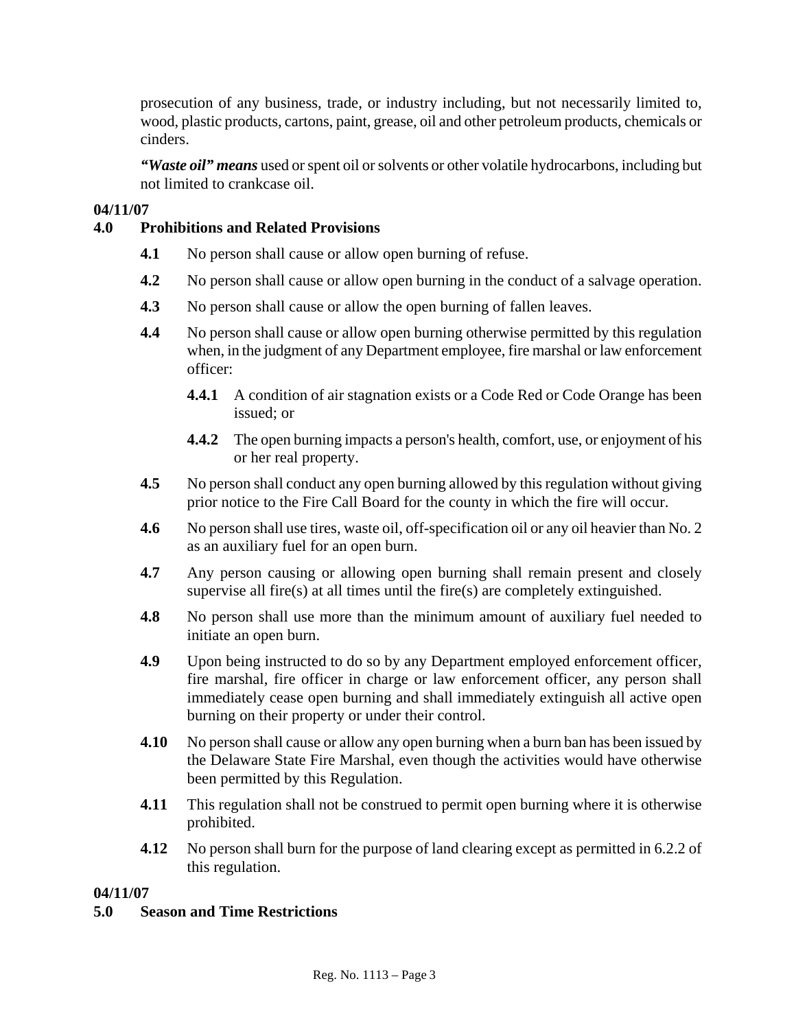prosecution of any business, trade, or industry including, but not necessarily limited to, wood, plastic products, cartons, paint, grease, oil and other petroleum products, chemicals or cinders.

***"Waste oil" means*** used or spent oil or solvents or other volatile hydrocarbons, including but not limited to crankcase oil.

**04/11/07**

## 4.0 Prohibitions and Related Provisions

**4.1** No person shall cause or allow open burning of refuse.

**4.2** No person shall cause or allow open burning in the conduct of a salvage operation.

**4.3** No person shall cause or allow the open burning of fallen leaves.

**4.4** No person shall cause or allow open burning otherwise permitted by this regulation when, in the judgment of any Department employee, fire marshal or law enforcement officer:

**4.4.1** A condition of air stagnation exists or a Code Red or Code Orange has been issued; or

**4.4.2** The open burning impacts a person's health, comfort, use, or enjoyment of his or her real property.

**4.5** No person shall conduct any open burning allowed by this regulation without giving prior notice to the Fire Call Board for the county in which the fire will occur.

**4.6** No person shall use tires, waste oil, off-specification oil or any oil heavier than No. 2 as an auxiliary fuel for an open burn.

**4.7** Any person causing or allowing open burning shall remain present and closely supervise all fire(s) at all times until the fire(s) are completely extinguished.

**4.8** No person shall use more than the minimum amount of auxiliary fuel needed to initiate an open burn.

**4.9** Upon being instructed to do so by any Department employed enforcement officer, fire marshal, fire officer in charge or law enforcement officer, any person shall immediately cease open burning and shall immediately extinguish all active open burning on their property or under their control.

**4.10** No person shall cause or allow any open burning when a burn ban has been issued by the Delaware State Fire Marshal, even though the activities would have otherwise been permitted by this Regulation.

**4.11** This regulation shall not be construed to permit open burning where it is otherwise prohibited.

**4.12** No person shall burn for the purpose of land clearing except as permitted in 6.2.2 of this regulation.

**04/11/07**

## 5.0 Season and Time Restrictions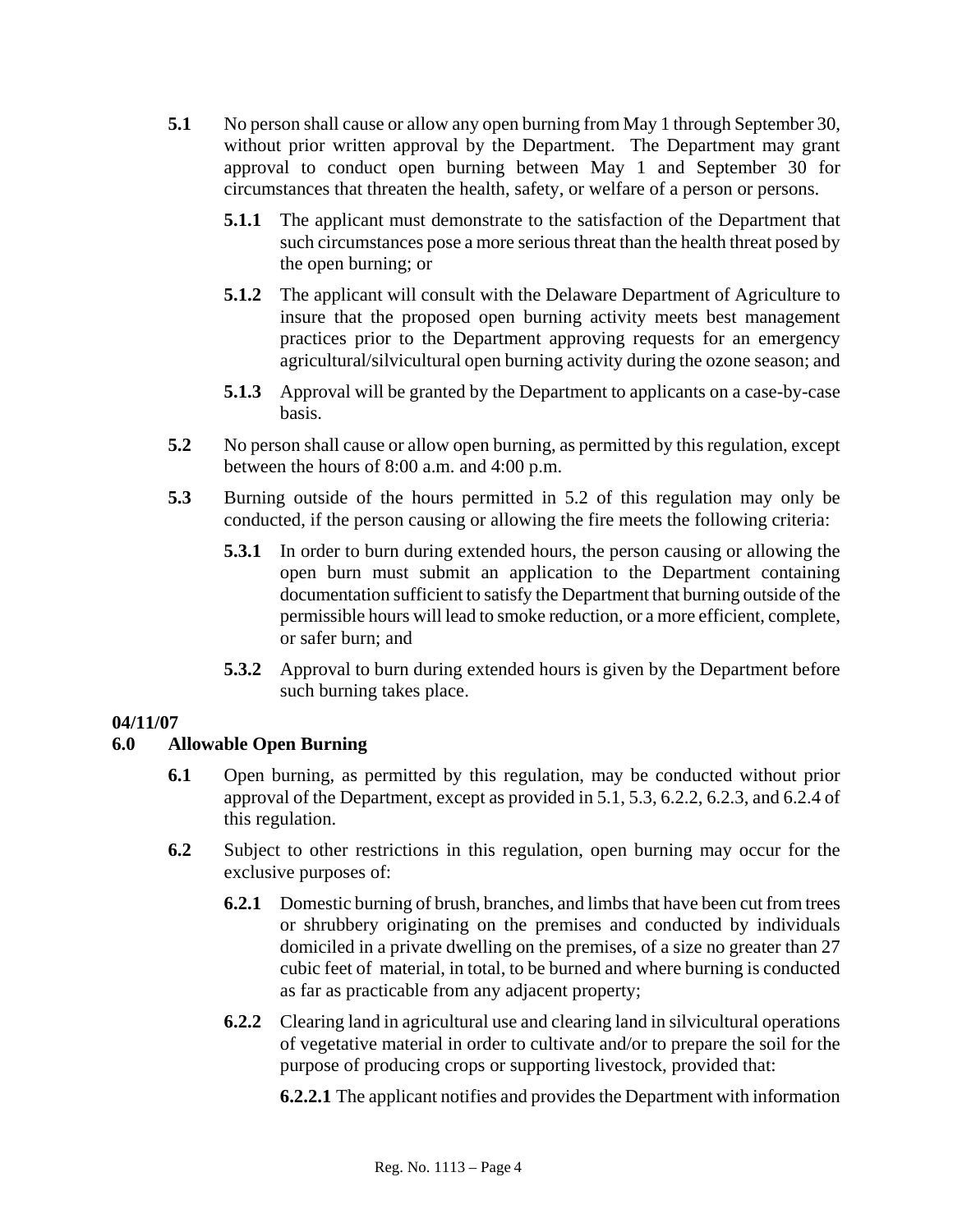**5.1** No person shall cause or allow any open burning from May 1 through September 30, without prior written approval by the Department. The Department may grant approval to conduct open burning between May 1 and September 30 for circumstances that threaten the health, safety, or welfare of a person or persons.

**5.1.1** The applicant must demonstrate to the satisfaction of the Department that such circumstances pose a more serious threat than the health threat posed by the open burning; or

**5.1.2** The applicant will consult with the Delaware Department of Agriculture to insure that the proposed open burning activity meets best management practices prior to the Department approving requests for an emergency agricultural/silvicultural open burning activity during the ozone season; and

**5.1.3** Approval will be granted by the Department to applicants on a case-by-case basis.

**5.2** No person shall cause or allow open burning, as permitted by this regulation, except between the hours of 8:00 a.m. and 4:00 p.m.

**5.3** Burning outside of the hours permitted in 5.2 of this regulation may only be conducted, if the person causing or allowing the fire meets the following criteria:

**5.3.1** In order to burn during extended hours, the person causing or allowing the open burn must submit an application to the Department containing documentation sufficient to satisfy the Department that burning outside of the permissible hours will lead to smoke reduction, or a more efficient, complete, or safer burn; and

**5.3.2** Approval to burn during extended hours is given by the Department before such burning takes place.

**04/11/07**

## 6.0 Allowable Open Burning

**6.1** Open burning, as permitted by this regulation, may be conducted without prior approval of the Department, except as provided in 5.1, 5.3, 6.2.2, 6.2.3, and 6.2.4 of this regulation.

**6.2** Subject to other restrictions in this regulation, open burning may occur for the exclusive purposes of:

**6.2.1** Domestic burning of brush, branches, and limbs that have been cut from trees or shrubbery originating on the premises and conducted by individuals domiciled in a private dwelling on the premises, of a size no greater than 27 cubic feet of material, in total, to be burned and where burning is conducted as far as practicable from any adjacent property;

**6.2.2** Clearing land in agricultural use and clearing land in silvicultural operations of vegetative material in order to cultivate and/or to prepare the soil for the purpose of producing crops or supporting livestock, provided that:

**6.2.2.1** The applicant notifies and provides the Department with information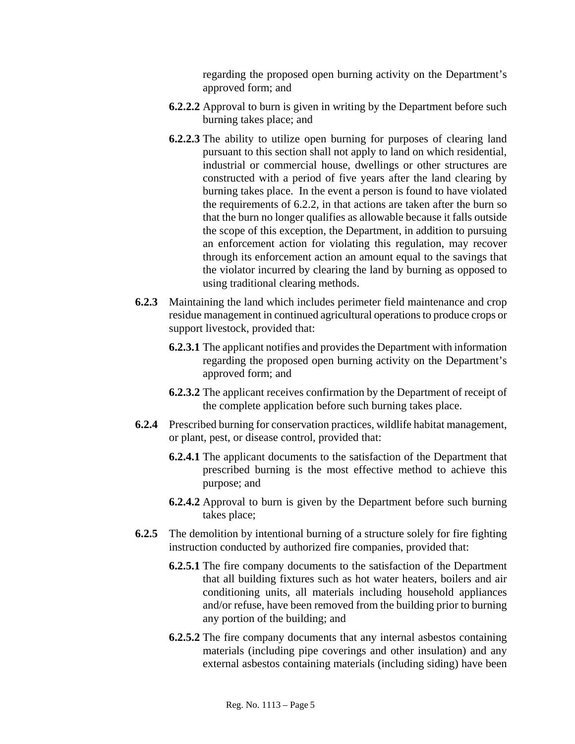regarding the proposed open burning activity on the Department's approved form; and

**6.2.2.2** Approval to burn is given in writing by the Department before such burning takes place; and

**6.2.2.3** The ability to utilize open burning for purposes of clearing land pursuant to this section shall not apply to land on which residential, industrial or commercial house, dwellings or other structures are constructed with a period of five years after the land clearing by burning takes place. In the event a person is found to have violated the requirements of 6.2.2, in that actions are taken after the burn so that the burn no longer qualifies as allowable because it falls outside the scope of this exception, the Department, in addition to pursuing an enforcement action for violating this regulation, may recover through its enforcement action an amount equal to the savings that the violator incurred by clearing the land by burning as opposed to using traditional clearing methods.

**6.2.3** Maintaining the land which includes perimeter field maintenance and crop residue management in continued agricultural operations to produce crops or support livestock, provided that:

**6.2.3.1** The applicant notifies and provides the Department with information regarding the proposed open burning activity on the Department's approved form; and

**6.2.3.2** The applicant receives confirmation by the Department of receipt of the complete application before such burning takes place.

**6.2.4** Prescribed burning for conservation practices, wildlife habitat management, or plant, pest, or disease control, provided that:

**6.2.4.1** The applicant documents to the satisfaction of the Department that prescribed burning is the most effective method to achieve this purpose; and

**6.2.4.2** Approval to burn is given by the Department before such burning takes place;

**6.2.5** The demolition by intentional burning of a structure solely for fire fighting instruction conducted by authorized fire companies, provided that:

**6.2.5.1** The fire company documents to the satisfaction of the Department that all building fixtures such as hot water heaters, boilers and air conditioning units, all materials including household appliances and/or refuse, have been removed from the building prior to burning any portion of the building; and

**6.2.5.2** The fire company documents that any internal asbestos containing materials (including pipe coverings and other insulation) and any external asbestos containing materials (including siding) have been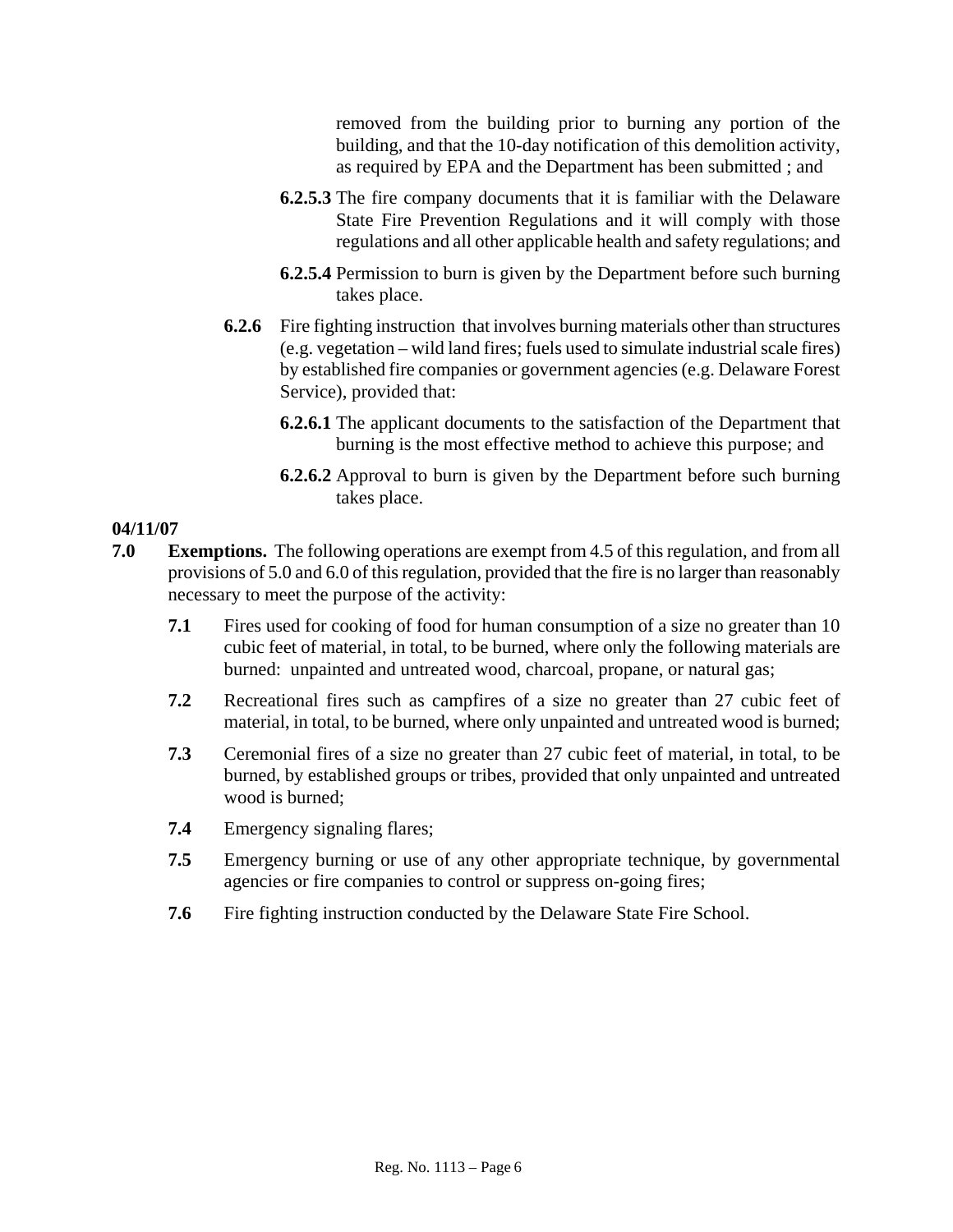removed from the building prior to burning any portion of the building, and that the 10-day notification of this demolition activity, as required by EPA and the Department has been submitted ; and

**6.2.5.3** The fire company documents that it is familiar with the Delaware State Fire Prevention Regulations and it will comply with those regulations and all other applicable health and safety regulations; and

**6.2.5.4** Permission to burn is given by the Department before such burning takes place.

**6.2.6** Fire fighting instruction that involves burning materials other than structures (e.g. vegetation – wild land fires; fuels used to simulate industrial scale fires) by established fire companies or government agencies (e.g. Delaware Forest Service), provided that:

**6.2.6.1** The applicant documents to the satisfaction of the Department that burning is the most effective method to achieve this purpose; and

**6.2.6.2** Approval to burn is given by the Department before such burning takes place.

**04/11/07**

**7.0 Exemptions.** The following operations are exempt from 4.5 of this regulation, and from all provisions of 5.0 and 6.0 of this regulation, provided that the fire is no larger than reasonably necessary to meet the purpose of the activity:

**7.1** Fires used for cooking of food for human consumption of a size no greater than 10 cubic feet of material, in total, to be burned, where only the following materials are burned: unpainted and untreated wood, charcoal, propane, or natural gas;

**7.2** Recreational fires such as campfires of a size no greater than 27 cubic feet of material, in total, to be burned, where only unpainted and untreated wood is burned;

**7.3** Ceremonial fires of a size no greater than 27 cubic feet of material, in total, to be burned, by established groups or tribes, provided that only unpainted and untreated wood is burned;

**7.4** Emergency signaling flares;

**7.5** Emergency burning or use of any other appropriate technique, by governmental agencies or fire companies to control or suppress on-going fires;

**7.6** Fire fighting instruction conducted by the Delaware State Fire School.